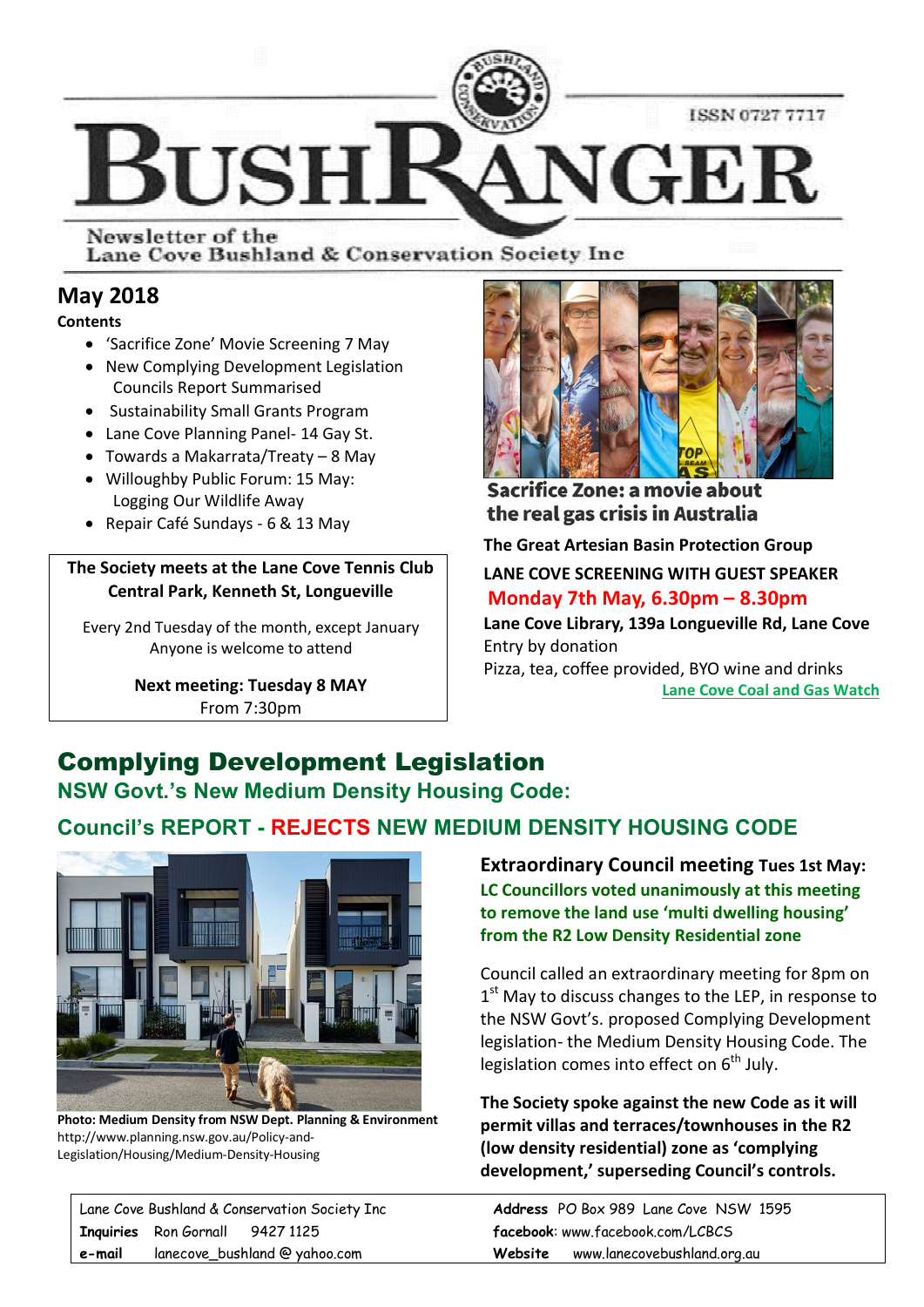ISSN 0727 7717

# BUSHRANGER

Newsletter of the
Lane Cove Bushland & Conservation Society Inc

## May 2018

**Contents**

- 'Sacrifice Zone' Movie Screening 7 May
- New Complying Development Legislation Councils Report Summarised
- Sustainability Small Grants Program
- Lane Cove Planning Panel- 14 Gay St.
- Towards a Makarrata/Treaty – 8 May
- Willoughby Public Forum: 15 May: Logging Our Wildlife Away
- Repair Café Sundays - 6 & 13 May

**The Society meets at the Lane Cove Tennis Club Central Park, Kenneth St, Longueville**

Every 2nd Tuesday of the month, except January
Anyone is welcome to attend

**Next meeting: Tuesday 8 MAY**
From 7:30pm

**Sacrifice Zone: a movie about the real gas crisis in Australia**

**The Great Artesian Basin Protection Group**

**LANE COVE SCREENING WITH GUEST SPEAKER**

**Monday 7th May, 6.30pm – 8.30pm**

**Lane Cove Library, 139a Longueville Rd, Lane Cove**
Entry by donation
Pizza, tea, coffee provided, BYO wine and drinks

Lane Cove Coal and Gas Watch

## Complying Development Legislation

### NSW Govt.'s New Medium Density Housing Code:

### Council's REPORT - REJECTS NEW MEDIUM DENSITY HOUSING CODE

**Photo: Medium Density from NSW Dept. Planning & Environment**
http://www.planning.nsw.gov.au/Policy-and-Legislation/Housing/Medium-Density-Housing

**Extraordinary Council meeting Tues 1st May:**

**LC Councillors voted unanimously at this meeting to remove the land use 'multi dwelling housing' from the R2 Low Density Residential zone**

Council called an extraordinary meeting for 8pm on 1st May to discuss changes to the LEP, in response to the NSW Govt's. proposed Complying Development legislation- the Medium Density Housing Code. The legislation comes into effect on 6th July.

**The Society spoke against the new Code as it will permit villas and terraces/townhouses in the R2 (low density residential) zone as 'complying development,' superseding Council's controls.**

| Lane Cove Bushland & Conservation Society Inc | **Address** PO Box 989 Lane Cove NSW 1595 |
|---|---|
| **Inquiries** Ron Gornall 9427 1125 | **facebook**: www.facebook.com/LCBCS |
| **e-mail** lanecove_bushland @ yahoo.com | **Website** www.lanecovebushland.org.au |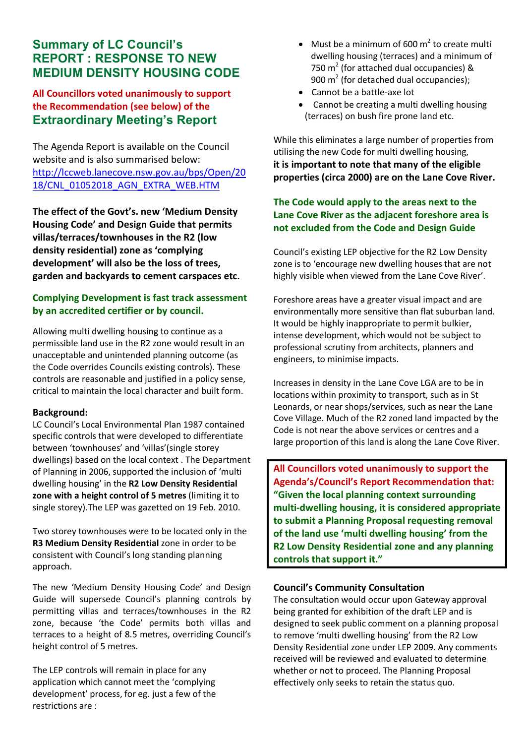# Summary of LC Council's REPORT : RESPONSE TO NEW MEDIUM DENSITY HOUSING CODE

**All Councillors voted unanimously to support the Recommendation (see below) of the Extraordinary Meeting's Report**

The Agenda Report is available on the Council website and is also summarised below: http://lccweb.lanecove.nsw.gov.au/bps/Open/2018/CNL_01052018_AGN_EXTRA_WEB.HTM

**The effect of the Govt's. new 'Medium Density Housing Code' and Design Guide that permits villas/terraces/townhouses in the R2 (low density residential) zone as 'complying development' will also be the loss of trees, garden and backyards to cement carspaces etc.**

**Complying Development is fast track assessment by an accredited certifier or by council.**

Allowing multi dwelling housing to continue as a permissible land use in the R2 zone would result in an unacceptable and unintended planning outcome (as the Code overrides Councils existing controls). These controls are reasonable and justified in a policy sense, critical to maintain the local character and built form.

**Background:**
LC Council's Local Environmental Plan 1987 contained specific controls that were developed to differentiate between 'townhouses' and 'villas'(single storey dwellings) based on the local context . The Department of Planning in 2006, supported the inclusion of 'multi dwelling housing' in the **R2 Low Density Residential zone with a height control of 5 metres** (limiting it to single storey).The LEP was gazetted on 19 Feb. 2010.

Two storey townhouses were to be located only in the **R3 Medium Density Residential** zone in order to be consistent with Council's long standing planning approach.

The new 'Medium Density Housing Code' and Design Guide will supersede Council's planning controls by permitting villas and terraces/townhouses in the R2 zone, because 'the Code' permits both villas and terraces to a height of 8.5 metres, overriding Council's height control of 5 metres.

The LEP controls will remain in place for any application which cannot meet the 'complying development' process, for eg. just a few of the restrictions are :

- Must be a minimum of 600 m$^2$ to create multi dwelling housing (terraces) and a minimum of 750 m$^2$ (for attached dual occupancies) & 900 m$^2$ (for detached dual occupancies);
- Cannot be a battle-axe lot
- Cannot be creating a multi dwelling housing (terraces) on bush fire prone land etc.

While this eliminates a large number of properties from utilising the new Code for multi dwelling housing, **it is important to note that many of the eligible properties (circa 2000) are on the Lane Cove River.**

**The Code would apply to the areas next to the Lane Cove River as the adjacent foreshore area is not excluded from the Code and Design Guide**

Council's existing LEP objective for the R2 Low Density zone is to 'encourage new dwelling houses that are not highly visible when viewed from the Lane Cove River'.

Foreshore areas have a greater visual impact and are environmentally more sensitive than flat suburban land. It would be highly inappropriate to permit bulkier, intense development, which would not be subject to professional scrutiny from architects, planners and engineers, to minimise impacts.

Increases in density in the Lane Cove LGA are to be in locations within proximity to transport, such as in St Leonards, or near shops/services, such as near the Lane Cove Village. Much of the R2 zoned land impacted by the Code is not near the above services or centres and a large proportion of this land is along the Lane Cove River.

**All Councillors voted unanimously to support the Agenda's/Council's Report Recommendation that: "Given the local planning context surrounding multi-dwelling housing, it is considered appropriate to submit a Planning Proposal requesting removal of the land use 'multi dwelling housing' from the R2 Low Density Residential zone and any planning controls that support it."**

**Council's Community Consultation**
The consultation would occur upon Gateway approval being granted for exhibition of the draft LEP and is designed to seek public comment on a planning proposal to remove 'multi dwelling housing' from the R2 Low Density Residential zone under LEP 2009. Any comments received will be reviewed and evaluated to determine whether or not to proceed. The Planning Proposal effectively only seeks to retain the status quo.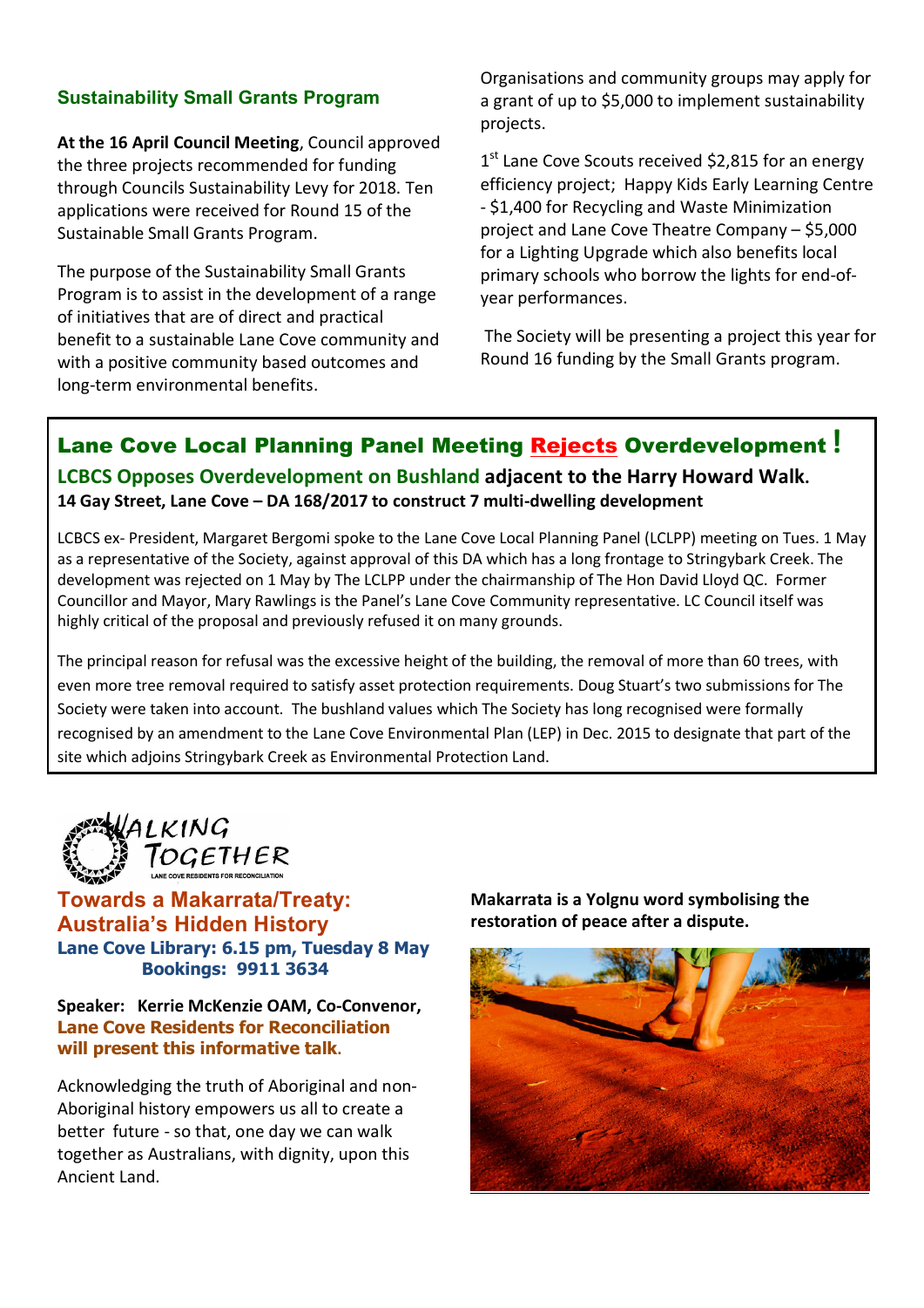## Sustainability Small Grants Program

**At the 16 April Council Meeting**, Council approved the three projects recommended for funding through Councils Sustainability Levy for 2018. Ten applications were received for Round 15 of the Sustainable Small Grants Program.

The purpose of the Sustainability Small Grants Program is to assist in the development of a range of initiatives that are of direct and practical benefit to a sustainable Lane Cove community and with a positive community based outcomes and long-term environmental benefits.

Organisations and community groups may apply for a grant of up to $5,000 to implement sustainability projects.

1st Lane Cove Scouts received $2,815 for an energy efficiency project; Happy Kids Early Learning Centre - $1,400 for Recycling and Waste Minimization project and Lane Cove Theatre Company – $5,000 for a Lighting Upgrade which also benefits local primary schools who borrow the lights for end-of-year performances.

The Society will be presenting a project this year for Round 16 funding by the Small Grants program.

## Lane Cove Local Planning Panel Meeting Rejects Overdevelopment !

### LCBCS Opposes Overdevelopment on Bushland adjacent to the Harry Howard Walk.

**14 Gay Street, Lane Cove – DA 168/2017 to construct 7 multi-dwelling development**

LCBCS ex- President, Margaret Bergomi spoke to the Lane Cove Local Planning Panel (LCLPP) meeting on Tues. 1 May as a representative of the Society, against approval of this DA which has a long frontage to Stringybark Creek. The development was rejected on 1 May by The LCLPP under the chairmanship of The Hon David Lloyd QC. Former Councillor and Mayor, Mary Rawlings is the Panel's Lane Cove Community representative. LC Council itself was highly critical of the proposal and previously refused it on many grounds.

The principal reason for refusal was the excessive height of the building, the removal of more than 60 trees, with even more tree removal required to satisfy asset protection requirements. Doug Stuart's two submissions for The Society were taken into account. The bushland values which The Society has long recognised were formally recognised by an amendment to the Lane Cove Environmental Plan (LEP) in Dec. 2015 to designate that part of the site which adjoins Stringybark Creek as Environmental Protection Land.

WALKING TOGETHER
LANE COVE RESIDENTS FOR RECONCILIATION

## Towards a Makarrata/Treaty: Australia's Hidden History

**Lane Cove Library: 6.15 pm, Tuesday 8 May**
**Bookings: 9911 3634**

**Speaker: Kerrie McKenzie OAM, Co-Convenor, Lane Cove Residents for Reconciliation will present this informative talk.**

Acknowledging the truth of Aboriginal and non-Aboriginal history empowers us all to create a better future - so that, one day we can walk together as Australians, with dignity, upon this Ancient Land.

**Makarrata is a Yolgnu word symbolising the restoration of peace after a dispute.**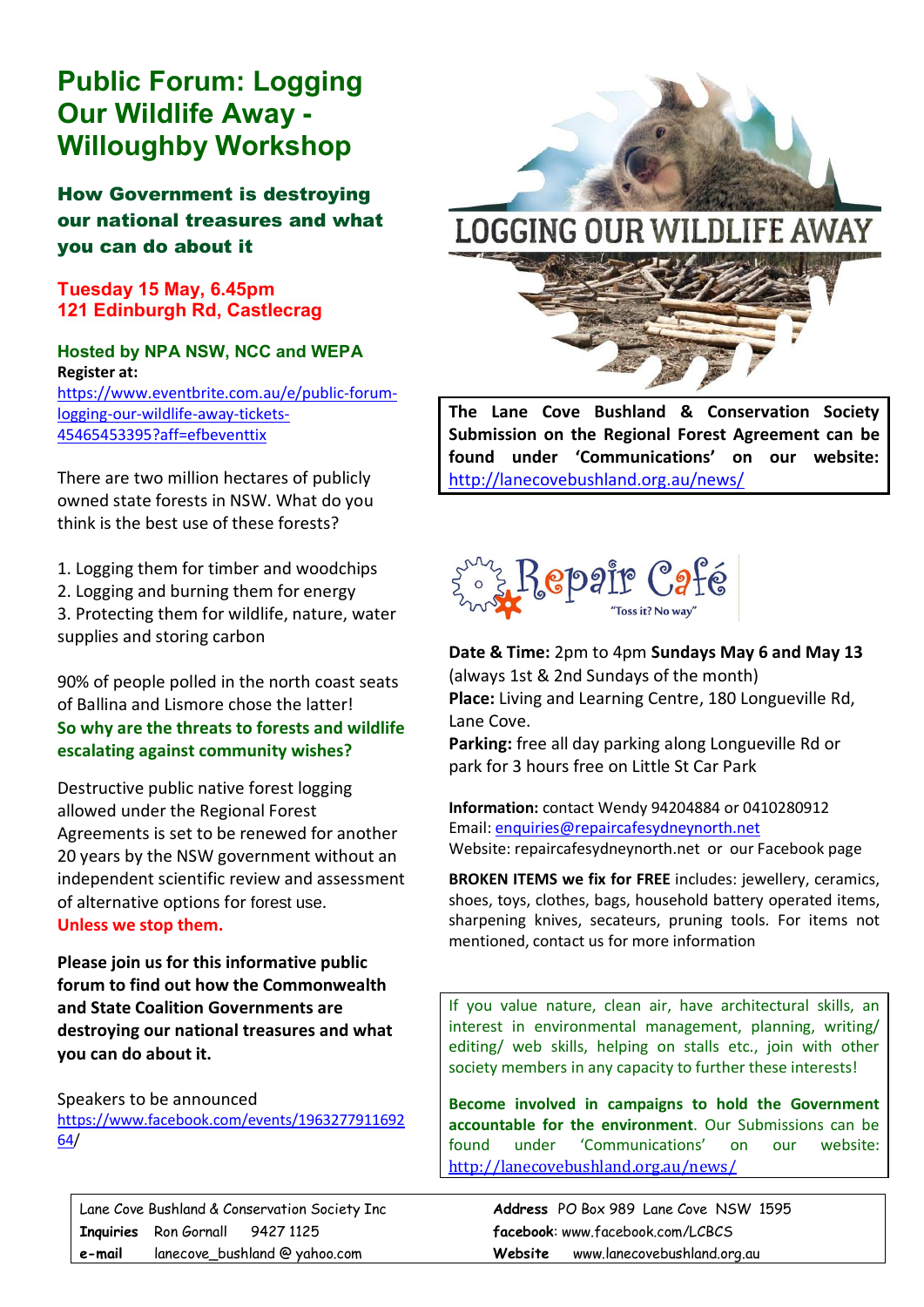# Public Forum: Logging Our Wildlife Away - Willoughby Workshop

## How Government is destroying our national treasures and what you can do about it

**Tuesday 15 May, 6.45pm**
**121 Edinburgh Rd, Castlecrag**

**Hosted by NPA NSW, NCC and WEPA**
**Register at:**
https://www.eventbrite.com.au/e/public-forum-logging-our-wildlife-away-tickets-45465453395?aff=efbeventtix

There are two million hectares of publicly owned state forests in NSW. What do you think is the best use of these forests?

1. Logging them for timber and woodchips
2. Logging and burning them for energy
3. Protecting them for wildlife, nature, water supplies and storing carbon

90% of people polled in the north coast seats of Ballina and Lismore chose the latter!

**So why are the threats to forests and wildlife escalating against community wishes?**

Destructive public native forest logging allowed under the Regional Forest Agreements is set to be renewed for another 20 years by the NSW government without an independent scientific review and assessment of alternative options for forest use.
**Unless we stop them.**

**Please join us for this informative public forum to find out how the Commonwealth and State Coalition Governments are destroying our national treasures and what you can do about it.**

Speakers to be announced
https://www.facebook.com/events/196327791169264/

LOGGING OUR WILDLIFE AWAY

**The Lane Cove Bushland & Conservation Society Submission on the Regional Forest Agreement can be found under 'Communications' on our website: http://lanecovebushland.org.au/news/**

Repair Café
"Toss it? No way"

**Date & Time:** 2pm to 4pm **Sundays May 6 and May 13** (always 1st & 2nd Sundays of the month)
**Place:** Living and Learning Centre, 180 Longueville Rd, Lane Cove.
**Parking:** free all day parking along Longueville Rd or park for 3 hours free on Little St Car Park

**Information:** contact Wendy 94204884 or 0410280912
Email: enquiries@repaircafesydneynorth.net
Website: repaircafesydneynorth.net or our Facebook page

**BROKEN ITEMS we fix for FREE** includes: jewellery, ceramics, shoes, toys, clothes, bags, household battery operated items, sharpening knives, secateurs, pruning tools. For items not mentioned, contact us for more information

If you value nature, clean air, have architectural skills, an interest in environmental management, planning, writing/ editing/ web skills, helping on stalls etc., join with other society members in any capacity to further these interests!

**Become involved in campaigns to hold the Government accountable for the environment**. Our Submissions can be found under 'Communications' on our website: http://lanecovebushland.org.au/news/

| | | | |
|---|---|---|---|
| Lane Cove Bushland & Conservation Society Inc | | **Address** | PO Box 989 Lane Cove NSW 1595 |
| **Inquiries** | Ron Gornall 9427 1125 | **facebook** | www.facebook.com/LCBCS |
| **e-mail** | lanecove_bushland @ yahoo.com | **Website** | www.lanecovebushland.org.au |